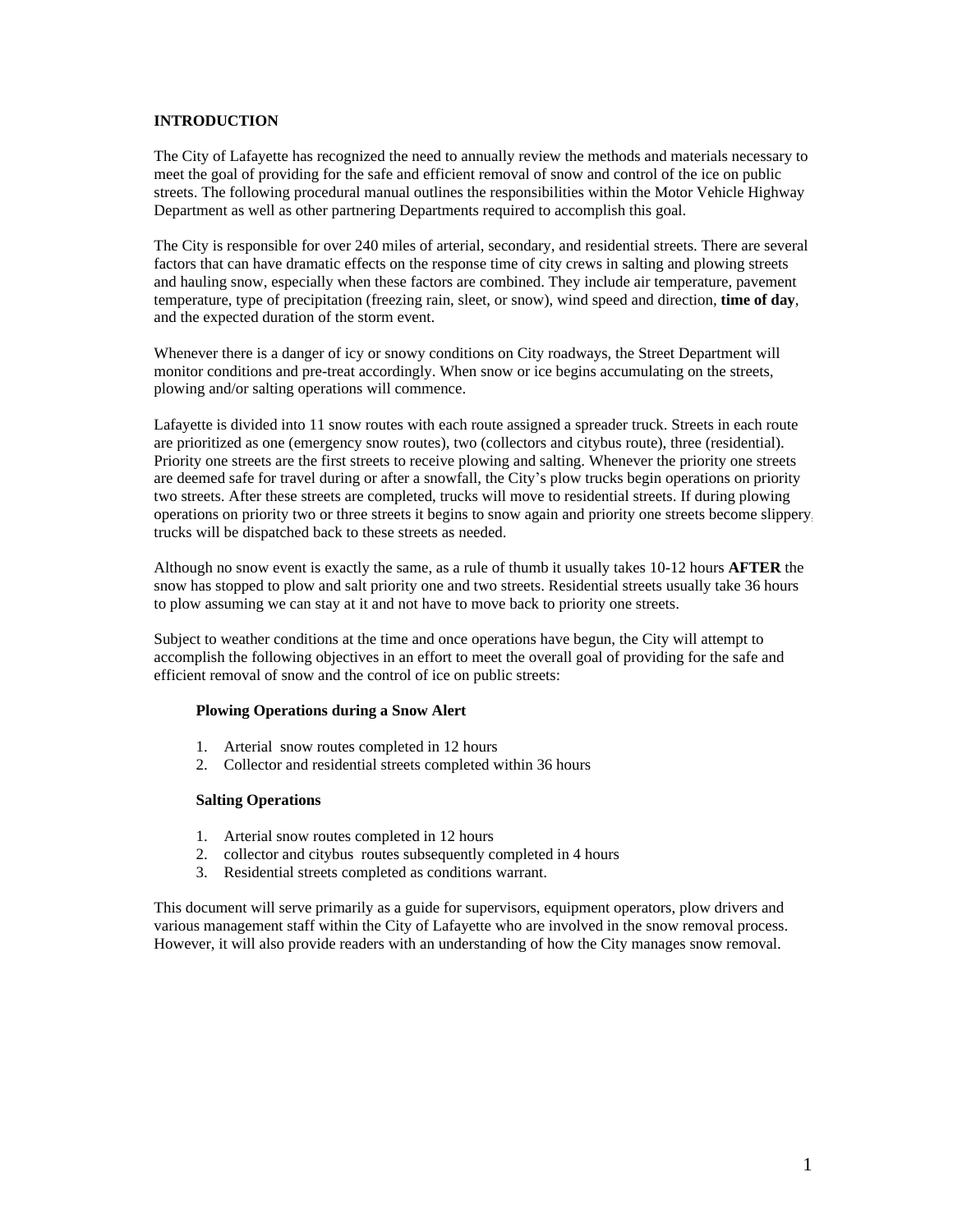## INTRODUCTION

The City of Lafayette has recognized the need to annually review the methods and materials necessary to meet the goal of providing for the safe and efficient removal of snow and control of the ice on public streets. The following procedural manual outlines the responsibilities within the Motor Vehicle Highway Department as well as other partnering Departments required to accomplish this goal.

The City is responsible for over 240 miles of arterial, secondary, and residential streets. There are several factors that can have dramatic effects on the response time of city crews in salting and plowing streets and hauling snow, especially when these factors are combined. They include air temperature, pavement temperature, type of precipitation (freezing rain, sleet, or snow), wind speed and direction, **time of day**, and the expected duration of the storm event.

Whenever there is a danger of icy or snowy conditions on City roadways, the Street Department will monitor conditions and pre-treat accordingly. When snow or ice begins accumulating on the streets, plowing and/or salting operations will commence.

Lafayette is divided into 11 snow routes with each route assigned a spreader truck. Streets in each route are prioritized as one (emergency snow routes), two (collectors and citybus route), three (residential). Priority one streets are the first streets to receive plowing and salting. Whenever the priority one streets are deemed safe for travel during or after a snowfall, the City's plow trucks begin operations on priority two streets. After these streets are completed, trucks will move to residential streets. If during plowing operations on priority two or three streets it begins to snow again and priority one streets become slippery, trucks will be dispatched back to these streets as needed.

Although no snow event is exactly the same, as a rule of thumb it usually takes 10-12 hours **AFTER** the snow has stopped to plow and salt priority one and two streets. Residential streets usually take 36 hours to plow assuming we can stay at it and not have to move back to priority one streets.

Subject to weather conditions at the time and once operations have begun, the City will attempt to accomplish the following objectives in an effort to meet the overall goal of providing for the safe and efficient removal of snow and the control of ice on public streets:

**Plowing Operations during a Snow Alert**

1. Arterial snow routes completed in 12 hours
2. Collector and residential streets completed within 36 hours

**Salting Operations**

1. Arterial snow routes completed in 12 hours
2. collector and citybus routes subsequently completed in 4 hours
3. Residential streets completed as conditions warrant.

This document will serve primarily as a guide for supervisors, equipment operators, plow drivers and various management staff within the City of Lafayette who are involved in the snow removal process. However, it will also provide readers with an understanding of how the City manages snow removal.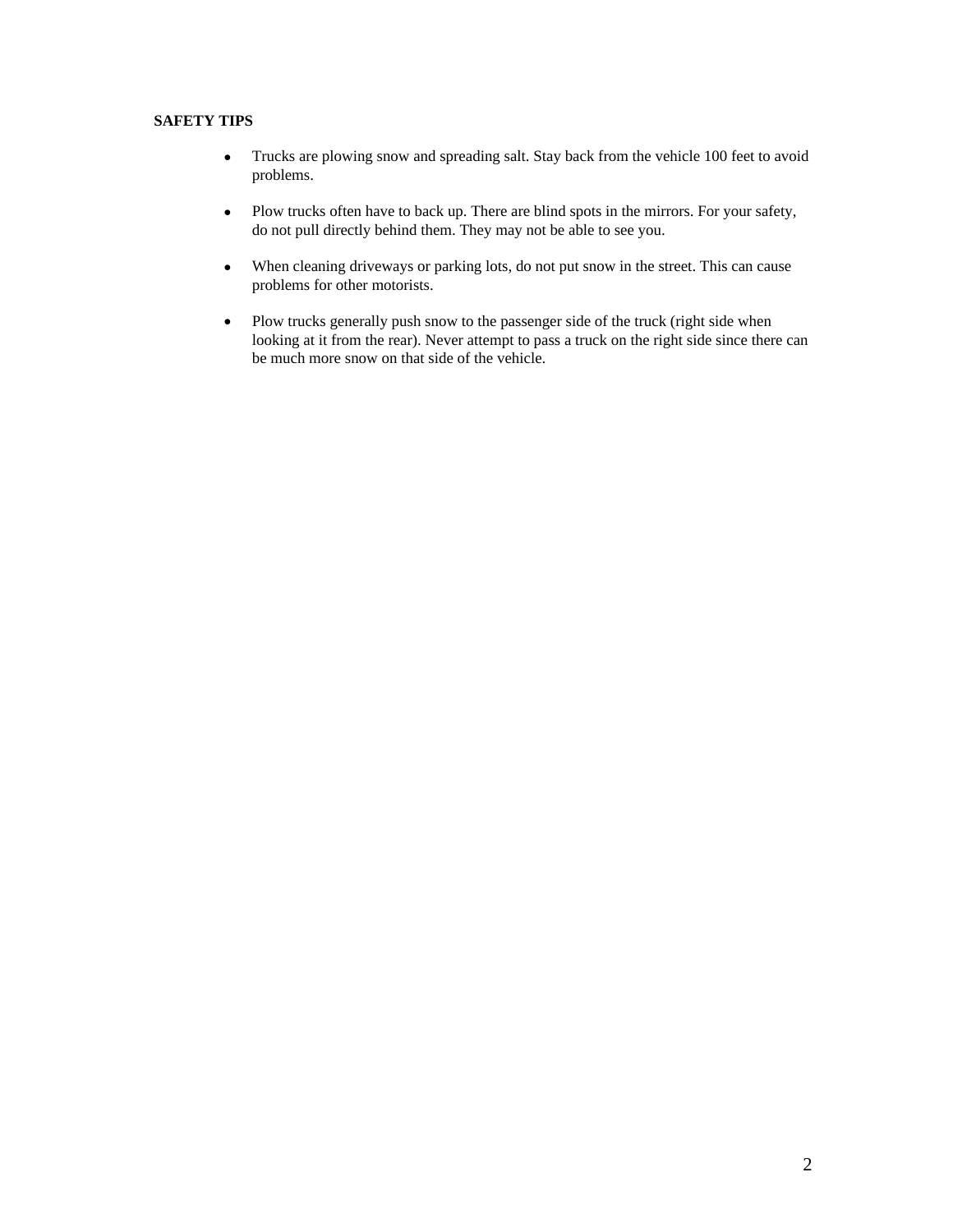**SAFETY TIPS**

- Trucks are plowing snow and spreading salt. Stay back from the vehicle 100 feet to avoid problems.

- Plow trucks often have to back up. There are blind spots in the mirrors. For your safety, do not pull directly behind them. They may not be able to see you.

- When cleaning driveways or parking lots, do not put snow in the street. This can cause problems for other motorists.

- Plow trucks generally push snow to the passenger side of the truck (right side when looking at it from the rear). Never attempt to pass a truck on the right side since there can be much more snow on that side of the vehicle.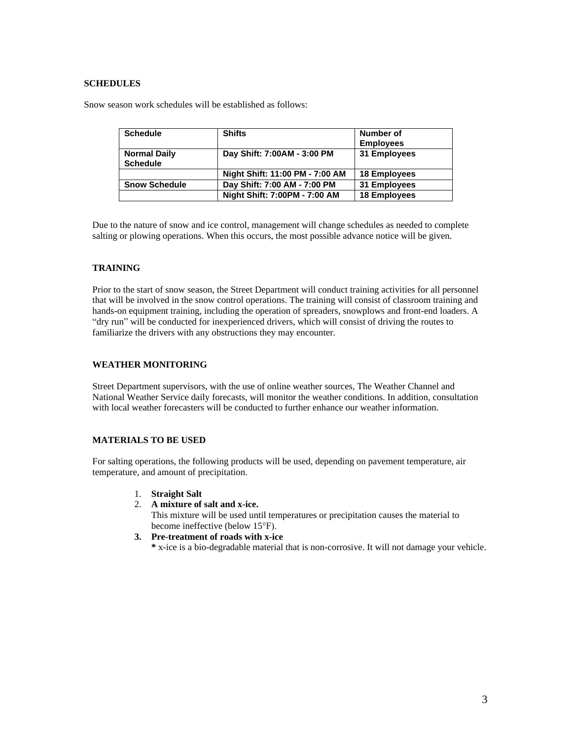## SCHEDULES

Snow season work schedules will be established as follows:

| Schedule | Shifts | Number of Employees |
|---|---|---|
| **Normal Daily Schedule** | **Day Shift: 7:00AM - 3:00 PM** | **31 Employees** |
| | **Night Shift: 11:00 PM - 7:00 AM** | **18 Employees** |
| **Snow Schedule** | **Day Shift: 7:00 AM - 7:00 PM** | **31 Employees** |
| | **Night Shift: 7:00PM - 7:00 AM** | **18 Employees** |

Due to the nature of snow and ice control, management will change schedules as needed to complete salting or plowing operations. When this occurs, the most possible advance notice will be given.

## TRAINING

Prior to the start of snow season, the Street Department will conduct training activities for all personnel that will be involved in the snow control operations. The training will consist of classroom training and hands-on equipment training, including the operation of spreaders, snowplows and front-end loaders. A "dry run" will be conducted for inexperienced drivers, which will consist of driving the routes to familiarize the drivers with any obstructions they may encounter.

## WEATHER MONITORING

Street Department supervisors, with the use of online weather sources, The Weather Channel and National Weather Service daily forecasts, will monitor the weather conditions. In addition, consultation with local weather forecasters will be conducted to further enhance our weather information.

## MATERIALS TO BE USED

For salting operations, the following products will be used, depending on pavement temperature, air temperature, and amount of precipitation.

1. **Straight Salt**
2. **A mixture of salt and x-ice.**
   This mixture will be used until temperatures or precipitation causes the material to become ineffective (below 15°F).
3. **Pre-treatment of roads with x-ice**
   **\*** x-ice is a bio-degradable material that is non-corrosive. It will not damage your vehicle.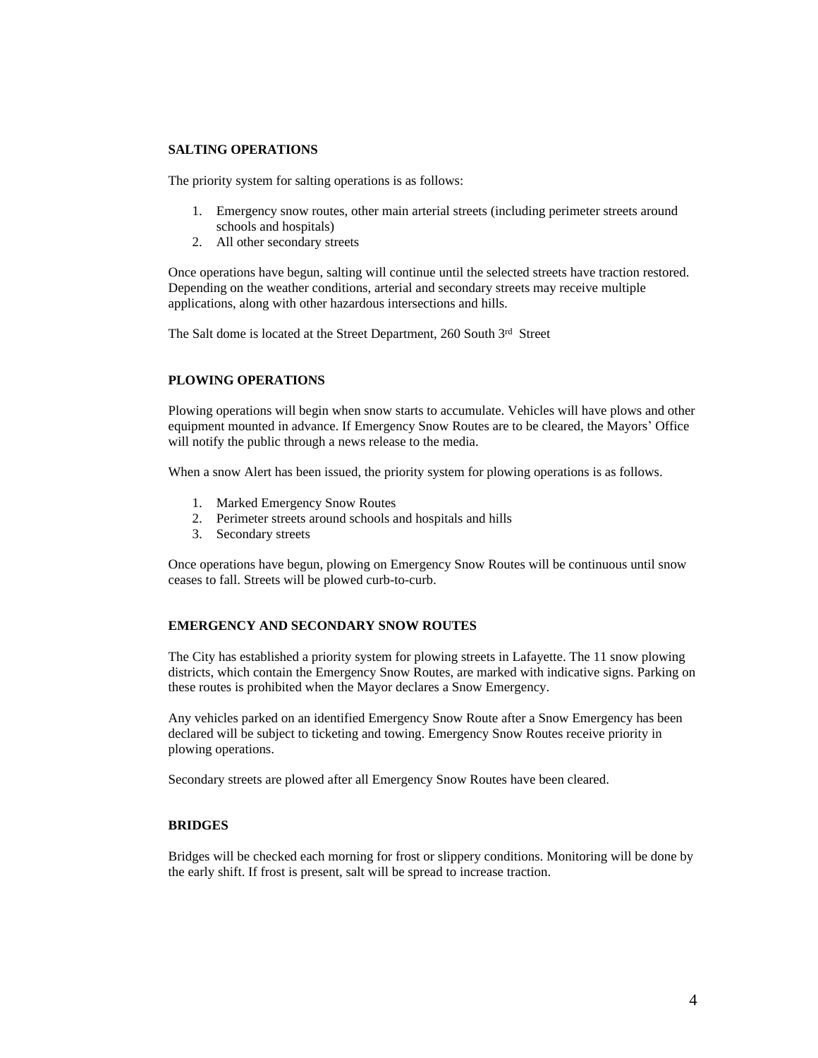## SALTING OPERATIONS

The priority system for salting operations is as follows:

1. Emergency snow routes, other main arterial streets (including perimeter streets around schools and hospitals)
2. All other secondary streets

Once operations have begun, salting will continue until the selected streets have traction restored. Depending on the weather conditions, arterial and secondary streets may receive multiple applications, along with other hazardous intersections and hills.

The Salt dome is located at the Street Department, 260 South 3rd Street

## PLOWING OPERATIONS

Plowing operations will begin when snow starts to accumulate. Vehicles will have plows and other equipment mounted in advance. If Emergency Snow Routes are to be cleared, the Mayors' Office will notify the public through a news release to the media.

When a snow Alert has been issued, the priority system for plowing operations is as follows.

1. Marked Emergency Snow Routes
2. Perimeter streets around schools and hospitals and hills
3. Secondary streets

Once operations have begun, plowing on Emergency Snow Routes will be continuous until snow ceases to fall. Streets will be plowed curb-to-curb.

## EMERGENCY AND SECONDARY SNOW ROUTES

The City has established a priority system for plowing streets in Lafayette. The 11 snow plowing districts, which contain the Emergency Snow Routes, are marked with indicative signs. Parking on these routes is prohibited when the Mayor declares a Snow Emergency.

Any vehicles parked on an identified Emergency Snow Route after a Snow Emergency has been declared will be subject to ticketing and towing. Emergency Snow Routes receive priority in plowing operations.

Secondary streets are plowed after all Emergency Snow Routes have been cleared.

## BRIDGES

Bridges will be checked each morning for frost or slippery conditions. Monitoring will be done by the early shift. If frost is present, salt will be spread to increase traction.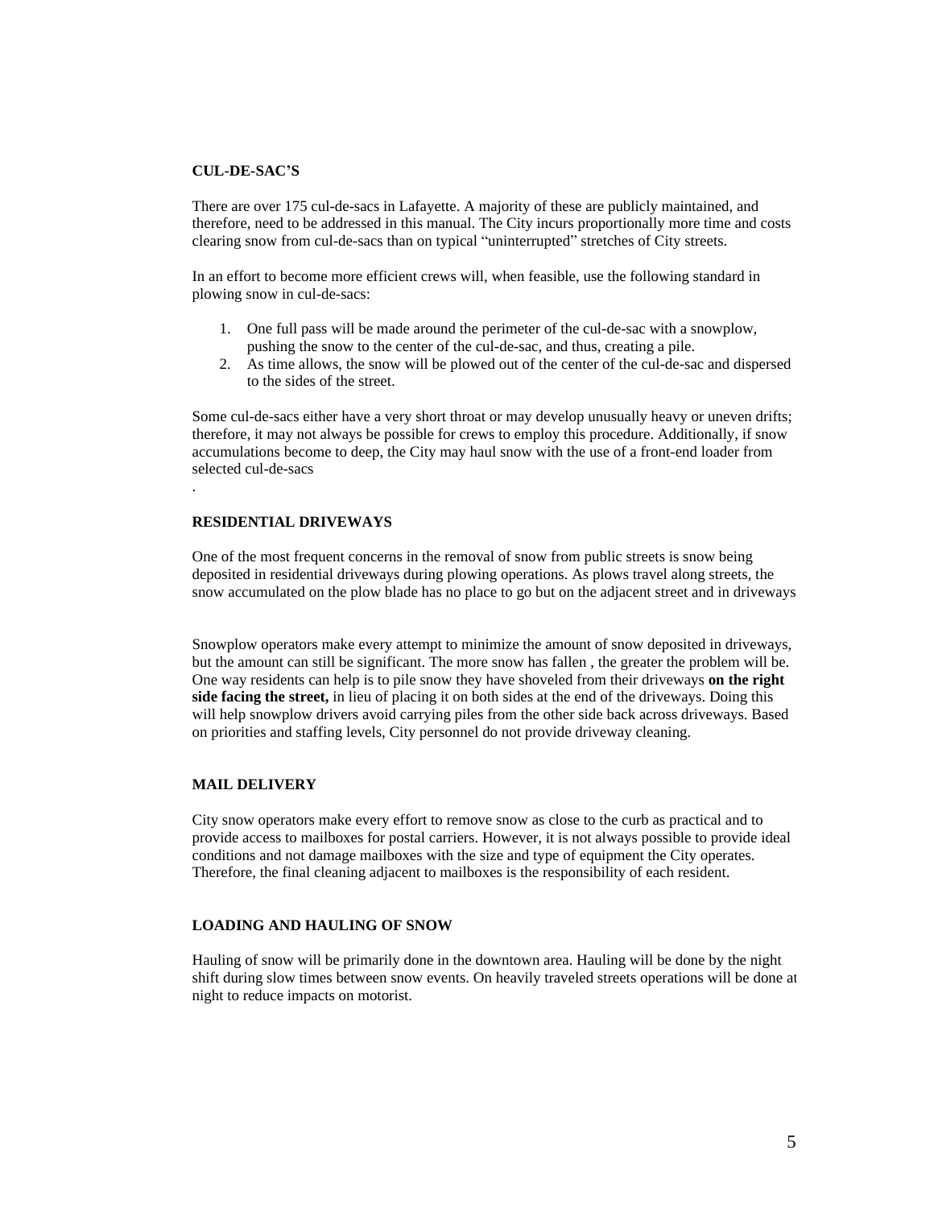**CUL-DE-SAC'S**

There are over 175 cul-de-sacs in Lafayette. A majority of these are publicly maintained, and therefore, need to be addressed in this manual. The City incurs proportionally more time and costs clearing snow from cul-de-sacs than on typical "uninterrupted" stretches of City streets.

In an effort to become more efficient crews will, when feasible, use the following standard in plowing snow in cul-de-sacs:

1. One full pass will be made around the perimeter of the cul-de-sac with a snowplow, pushing the snow to the center of the cul-de-sac, and thus, creating a pile.
2. As time allows, the snow will be plowed out of the center of the cul-de-sac and dispersed to the sides of the street.

Some cul-de-sacs either have a very short throat or may develop unusually heavy or uneven drifts; therefore, it may not always be possible for crews to employ this procedure. Additionally, if snow accumulations become to deep, the City may haul snow with the use of a front-end loader from selected cul-de-sacs

.

**RESIDENTIAL DRIVEWAYS**

One of the most frequent concerns in the removal of snow from public streets is snow being deposited in residential driveways during plowing operations. As plows travel along streets, the snow accumulated on the plow blade has no place to go but on the adjacent street and in driveways

Snowplow operators make every attempt to minimize the amount of snow deposited in driveways, but the amount can still be significant. The more snow has fallen , the greater the problem will be. One way residents can help is to pile snow they have shoveled from their driveways **on the right side facing the street,** in lieu of placing it on both sides at the end of the driveways. Doing this will help snowplow drivers avoid carrying piles from the other side back across driveways. Based on priorities and staffing levels, City personnel do not provide driveway cleaning.

**MAIL DELIVERY**

City snow operators make every effort to remove snow as close to the curb as practical and to provide access to mailboxes for postal carriers. However, it is not always possible to provide ideal conditions and not damage mailboxes with the size and type of equipment the City operates. Therefore, the final cleaning adjacent to mailboxes is the responsibility of each resident.

**LOADING AND HAULING OF SNOW**

Hauling of snow will be primarily done in the downtown area. Hauling will be done by the night shift during slow times between snow events. On heavily traveled streets operations will be done at night to reduce impacts on motorist.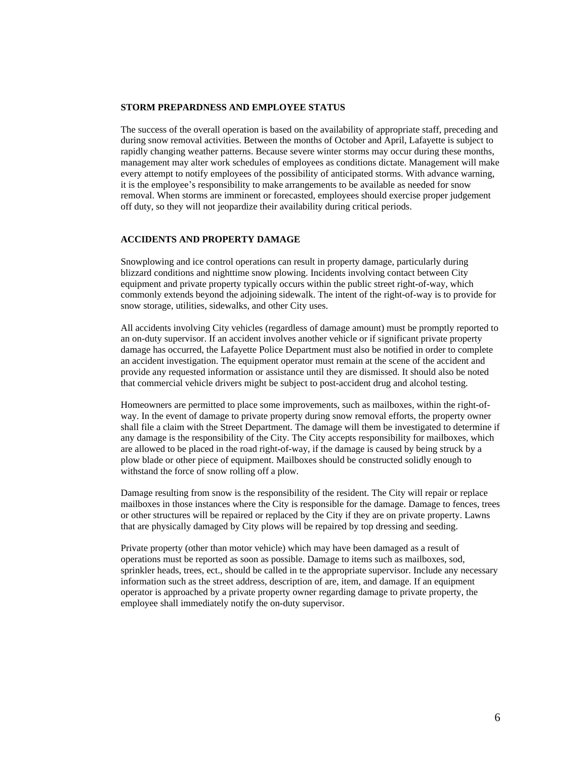**STORM PREPARDNESS AND EMPLOYEE STATUS**

The success of the overall operation is based on the availability of appropriate staff, preceding and during snow removal activities. Between the months of October and April, Lafayette is subject to rapidly changing weather patterns. Because severe winter storms may occur during these months, management may alter work schedules of employees as conditions dictate. Management will make every attempt to notify employees of the possibility of anticipated storms. With advance warning, it is the employee's responsibility to make arrangements to be available as needed for snow removal. When storms are imminent or forecasted, employees should exercise proper judgement off duty, so they will not jeopardize their availability during critical periods.

**ACCIDENTS AND PROPERTY DAMAGE**

Snowplowing and ice control operations can result in property damage, particularly during blizzard conditions and nighttime snow plowing. Incidents involving contact between City equipment and private property typically occurs within the public street right-of-way, which commonly extends beyond the adjoining sidewalk. The intent of the right-of-way is to provide for snow storage, utilities, sidewalks, and other City uses.

All accidents involving City vehicles (regardless of damage amount) must be promptly reported to an on-duty supervisor. If an accident involves another vehicle or if significant private property damage has occurred, the Lafayette Police Department must also be notified in order to complete an accident investigation. The equipment operator must remain at the scene of the accident and provide any requested information or assistance until they are dismissed. It should also be noted that commercial vehicle drivers might be subject to post-accident drug and alcohol testing.

Homeowners are permitted to place some improvements, such as mailboxes, within the right-of-way. In the event of damage to private property during snow removal efforts, the property owner shall file a claim with the Street Department. The damage will them be investigated to determine if any damage is the responsibility of the City. The City accepts responsibility for mailboxes, which are allowed to be placed in the road right-of-way, if the damage is caused by being struck by a plow blade or other piece of equipment. Mailboxes should be constructed solidly enough to withstand the force of snow rolling off a plow.

Damage resulting from snow is the responsibility of the resident. The City will repair or replace mailboxes in those instances where the City is responsible for the damage. Damage to fences, trees or other structures will be repaired or replaced by the City if they are on private property. Lawns that are physically damaged by City plows will be repaired by top dressing and seeding.

Private property (other than motor vehicle) which may have been damaged as a result of operations must be reported as soon as possible. Damage to items such as mailboxes, sod, sprinkler heads, trees, ect., should be called in te the appropriate supervisor. Include any necessary information such as the street address, description of are, item, and damage. If an equipment operator is approached by a private property owner regarding damage to private property, the employee shall immediately notify the on-duty supervisor.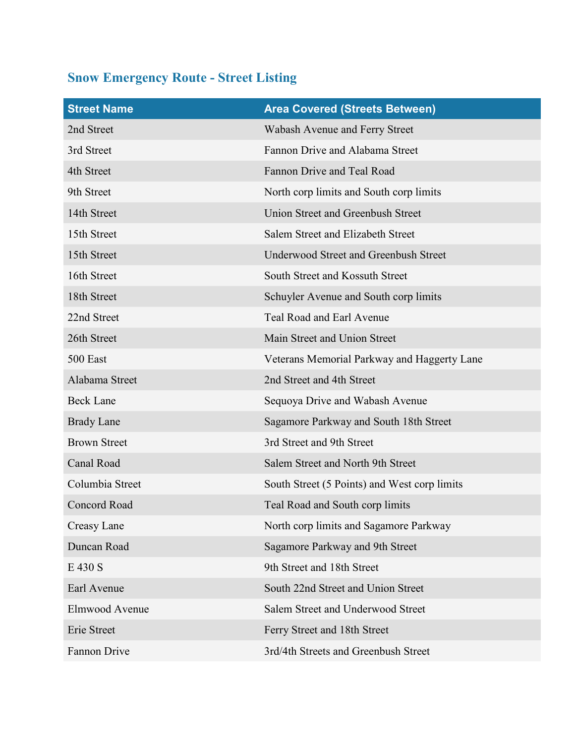## Snow Emergency Route - Street Listing

| Street Name | Area Covered (Streets Between) |
|---|---|
| 2nd Street | Wabash Avenue and Ferry Street |
| 3rd Street | Fannon Drive and Alabama Street |
| 4th Street | Fannon Drive and Teal Road |
| 9th Street | North corp limits and South corp limits |
| 14th Street | Union Street and Greenbush Street |
| 15th Street | Salem Street and Elizabeth Street |
| 15th Street | Underwood Street and Greenbush Street |
| 16th Street | South Street and Kossuth Street |
| 18th Street | Schuyler Avenue and South corp limits |
| 22nd Street | Teal Road and Earl Avenue |
| 26th Street | Main Street and Union Street |
| 500 East | Veterans Memorial Parkway and Haggerty Lane |
| Alabama Street | 2nd Street and 4th Street |
| Beck Lane | Sequoya Drive and Wabash Avenue |
| Brady Lane | Sagamore Parkway and South 18th Street |
| Brown Street | 3rd Street and 9th Street |
| Canal Road | Salem Street and North 9th Street |
| Columbia Street | South Street (5 Points) and West corp limits |
| Concord Road | Teal Road and South corp limits |
| Creasy Lane | North corp limits and Sagamore Parkway |
| Duncan Road | Sagamore Parkway and 9th Street |
| E 430 S | 9th Street and 18th Street |
| Earl Avenue | South 22nd Street and Union Street |
| Elmwood Avenue | Salem Street and Underwood Street |
| Erie Street | Ferry Street and 18th Street |
| Fannon Drive | 3rd/4th Streets and Greenbush Street |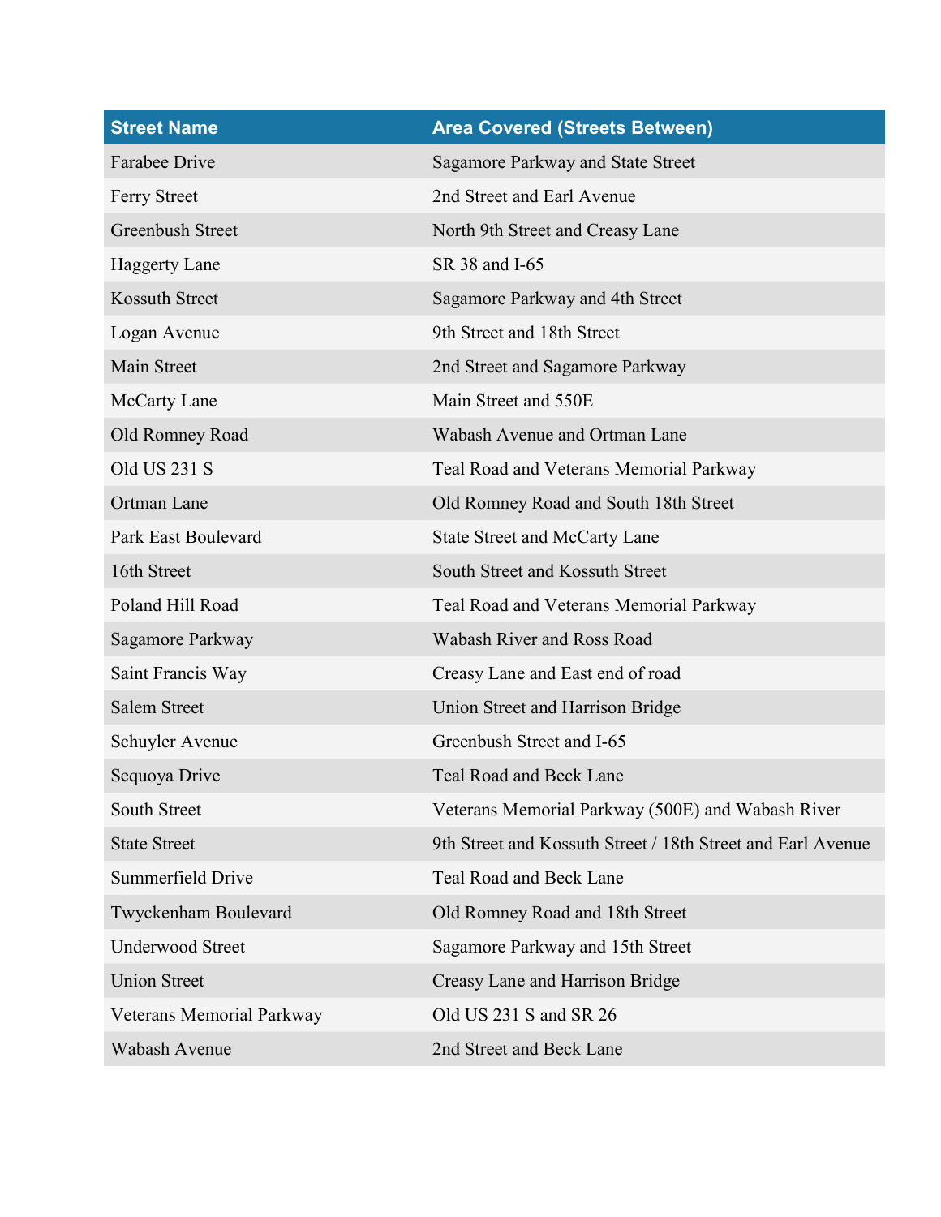| Street Name | Area Covered (Streets Between) |
|---|---|
| Farabee Drive | Sagamore Parkway and State Street |
| Ferry Street | 2nd Street and Earl Avenue |
| Greenbush Street | North 9th Street and Creasy Lane |
| Haggerty Lane | SR 38 and I-65 |
| Kossuth Street | Sagamore Parkway and 4th Street |
| Logan Avenue | 9th Street and 18th Street |
| Main Street | 2nd Street and Sagamore Parkway |
| McCarty Lane | Main Street and 550E |
| Old Romney Road | Wabash Avenue and Ortman Lane |
| Old US 231 S | Teal Road and Veterans Memorial Parkway |
| Ortman Lane | Old Romney Road and South 18th Street |
| Park East Boulevard | State Street and McCarty Lane |
| 16th Street | South Street and Kossuth Street |
| Poland Hill Road | Teal Road and Veterans Memorial Parkway |
| Sagamore Parkway | Wabash River and Ross Road |
| Saint Francis Way | Creasy Lane and East end of road |
| Salem Street | Union Street and Harrison Bridge |
| Schuyler Avenue | Greenbush Street and I-65 |
| Sequoya Drive | Teal Road and Beck Lane |
| South Street | Veterans Memorial Parkway (500E) and Wabash River |
| State Street | 9th Street and Kossuth Street / 18th Street and Earl Avenue |
| Summerfield Drive | Teal Road and Beck Lane |
| Twyckenham Boulevard | Old Romney Road and 18th Street |
| Underwood Street | Sagamore Parkway and 15th Street |
| Union Street | Creasy Lane and Harrison Bridge |
| Veterans Memorial Parkway | Old US 231 S and SR 26 |
| Wabash Avenue | 2nd Street and Beck Lane |